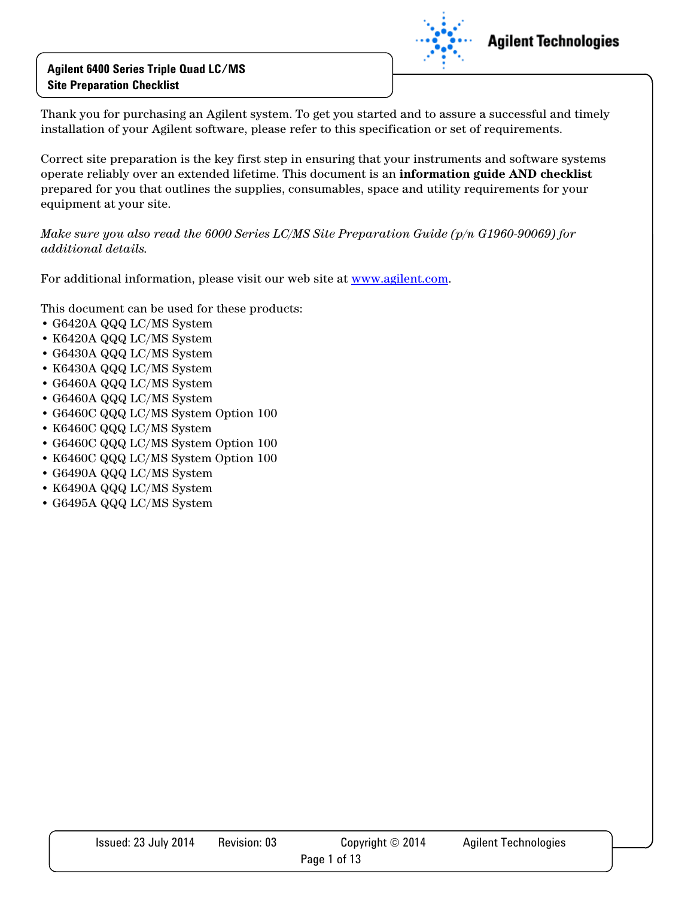# Agilent 6400 Series Triple Quad LC/MS Site Preparation Checklist

Thank you for purchasing an Agilent system. To get you started and to assure a successful and timely installation of your Agilent software, please refer to this specification or set of requirements.

Correct site preparation is the key first step in ensuring that your instruments and software systems operate reliably over an extended lifetime. This document is an **information guide AND checklist** prepared for you that outlines the supplies, consumables, space and utility requirements for your equipment at your site.

*Make sure you also read the 6000 Series LC/MS Site Preparation Guide (p/n G1960-90069) for additional details.*

For additional information, please visit our web site at [www.agilent.com](www.agilent.com).

This document can be used for these products:

- G6420A QQQ LC/MS System
- K6420A QQQ LC/MS System
- G6430A QQQ LC/MS System
- K6430A QQQ LC/MS System
- G6460A QQQ LC/MS System
- G6460A QQQ LC/MS System
- G6460C QQQ LC/MS System Option 100
- K6460C QQQ LC/MS System
- G6460C QQQ LC/MS System Option 100
- K6460C QQQ LC/MS System Option 100
- G6490A QQQ LC/MS System
- K6490A QQQ LC/MS System
- G6495A QQQ LC/MS System

Issued: 23 July 2014 Revision: 03 Copyright © 2014 Agilent Technologies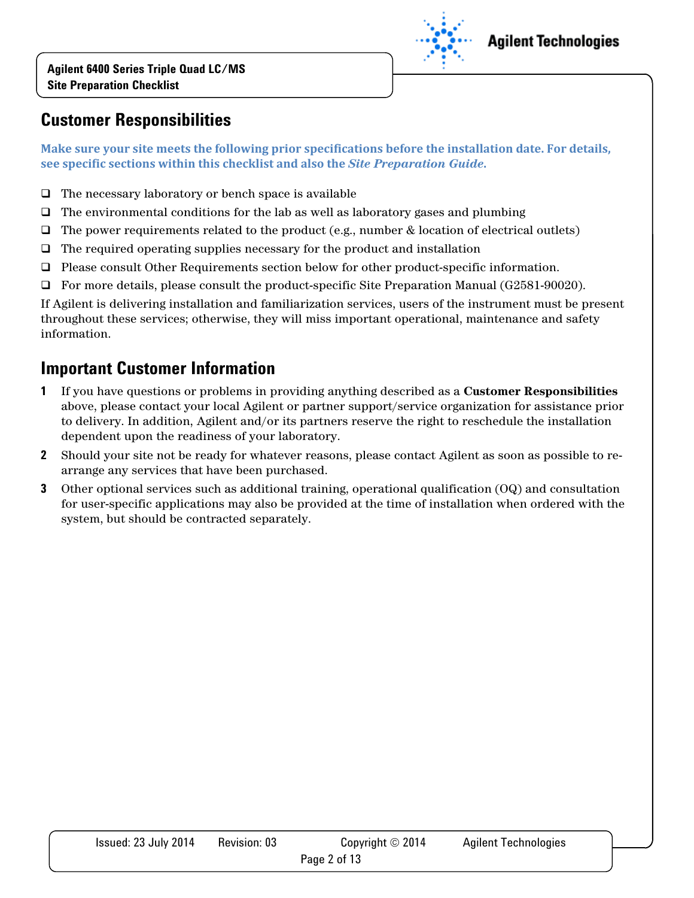## Customer Responsibilities

**Make sure your site meets the following prior specifications before the installation date. For details, see specific sections within this checklist and also the *Site Preparation Guide*.**

- ❑ The necessary laboratory or bench space is available
- ❑ The environmental conditions for the lab as well as laboratory gases and plumbing
- ❑ The power requirements related to the product (e.g., number & location of electrical outlets)
- ❑ The required operating supplies necessary for the product and installation
- ❑ Please consult Other Requirements section below for other product-specific information.
- ❑ For more details, please consult the product-specific Site Preparation Manual (G2581-90020).

If Agilent is delivering installation and familiarization services, users of the instrument must be present throughout these services; otherwise, they will miss important operational, maintenance and safety information.

## Important Customer Information

1. If you have questions or problems in providing anything described as a **Customer Responsibilities** above, please contact your local Agilent or partner support/service organization for assistance prior to delivery. In addition, Agilent and/or its partners reserve the right to reschedule the installation dependent upon the readiness of your laboratory.
2. Should your site not be ready for whatever reasons, please contact Agilent as soon as possible to re-arrange any services that have been purchased.
3. Other optional services such as additional training, operational qualification (OQ) and consultation for user-specific applications may also be provided at the time of installation when ordered with the system, but should be contracted separately.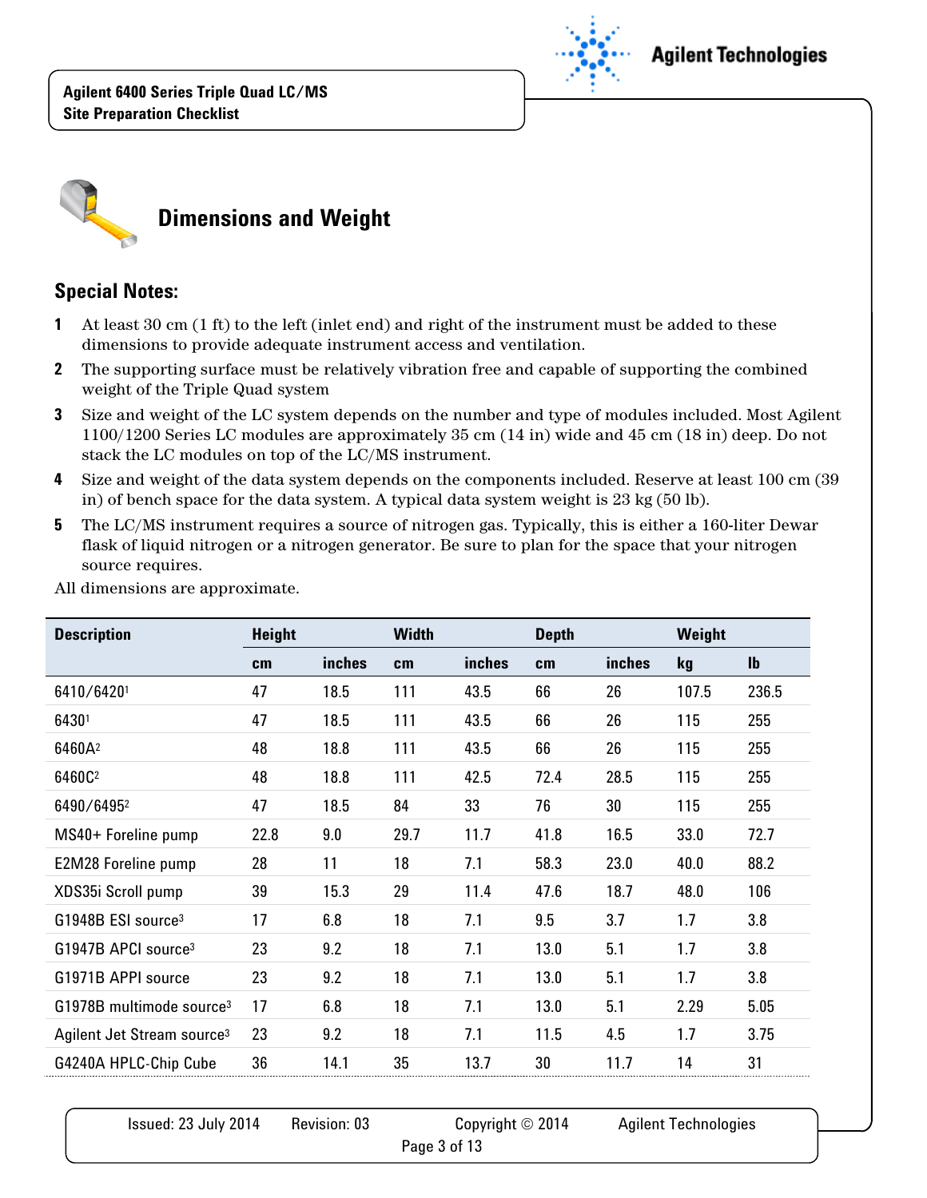## Dimensions and Weight

### Special Notes:

1. At least 30 cm (1 ft) to the left (inlet end) and right of the instrument must be added to these dimensions to provide adequate instrument access and ventilation.
2. The supporting surface must be relatively vibration free and capable of supporting the combined weight of the Triple Quad system
3. Size and weight of the LC system depends on the number and type of modules included. Most Agilent 1100/1200 Series LC modules are approximately 35 cm (14 in) wide and 45 cm (18 in) deep. Do not stack the LC modules on top of the LC/MS instrument.
4. Size and weight of the data system depends on the components included. Reserve at least 100 cm (39 in) of bench space for the data system. A typical data system weight is 23 kg (50 lb).
5. The LC/MS instrument requires a source of nitrogen gas. Typically, this is either a 160-liter Dewar flask of liquid nitrogen or a nitrogen generator. Be sure to plan for the space that your nitrogen source requires.

All dimensions are approximate.

| Description | Height | | Width | | Depth | | Weight | |
|---|---|---|---|---|---|---|---|---|
| | cm | inches | cm | inches | cm | inches | kg | lb |
| 6410/6420[1] | 47 | 18.5 | 111 | 43.5 | 66 | 26 | 107.5 | 236.5 |
| 6430[1] | 47 | 18.5 | 111 | 43.5 | 66 | 26 | 115 | 255 |
| 6460A[2] | 48 | 18.8 | 111 | 43.5 | 66 | 26 | 115 | 255 |
| 6460C[2] | 48 | 18.8 | 111 | 42.5 | 72.4 | 28.5 | 115 | 255 |
| 6490/6495[2] | 47 | 18.5 | 84 | 33 | 76 | 30 | 115 | 255 |
| MS40+ Foreline pump | 22.8 | 9.0 | 29.7 | 11.7 | 41.8 | 16.5 | 33.0 | 72.7 |
| E2M28 Foreline pump | 28 | 11 | 18 | 7.1 | 58.3 | 23.0 | 40.0 | 88.2 |
| XDS35i Scroll pump | 39 | 15.3 | 29 | 11.4 | 47.6 | 18.7 | 48.0 | 106 |
| G1948B ESI source[3] | 17 | 6.8 | 18 | 7.1 | 9.5 | 3.7 | 1.7 | 3.8 |
| G1947B APCI source[3] | 23 | 9.2 | 18 | 7.1 | 13.0 | 5.1 | 1.7 | 3.8 |
| G1971B APPI source | 23 | 9.2 | 18 | 7.1 | 13.0 | 5.1 | 1.7 | 3.8 |
| G1978B multimode source[3] | 17 | 6.8 | 18 | 7.1 | 13.0 | 5.1 | 2.29 | 5.05 |
| Agilent Jet Stream source[3] | 23 | 9.2 | 18 | 7.1 | 11.5 | 4.5 | 1.7 | 3.75 |
| G4240A HPLC-Chip Cube | 36 | 14.1 | 35 | 13.7 | 30 | 11.7 | 14 | 31 |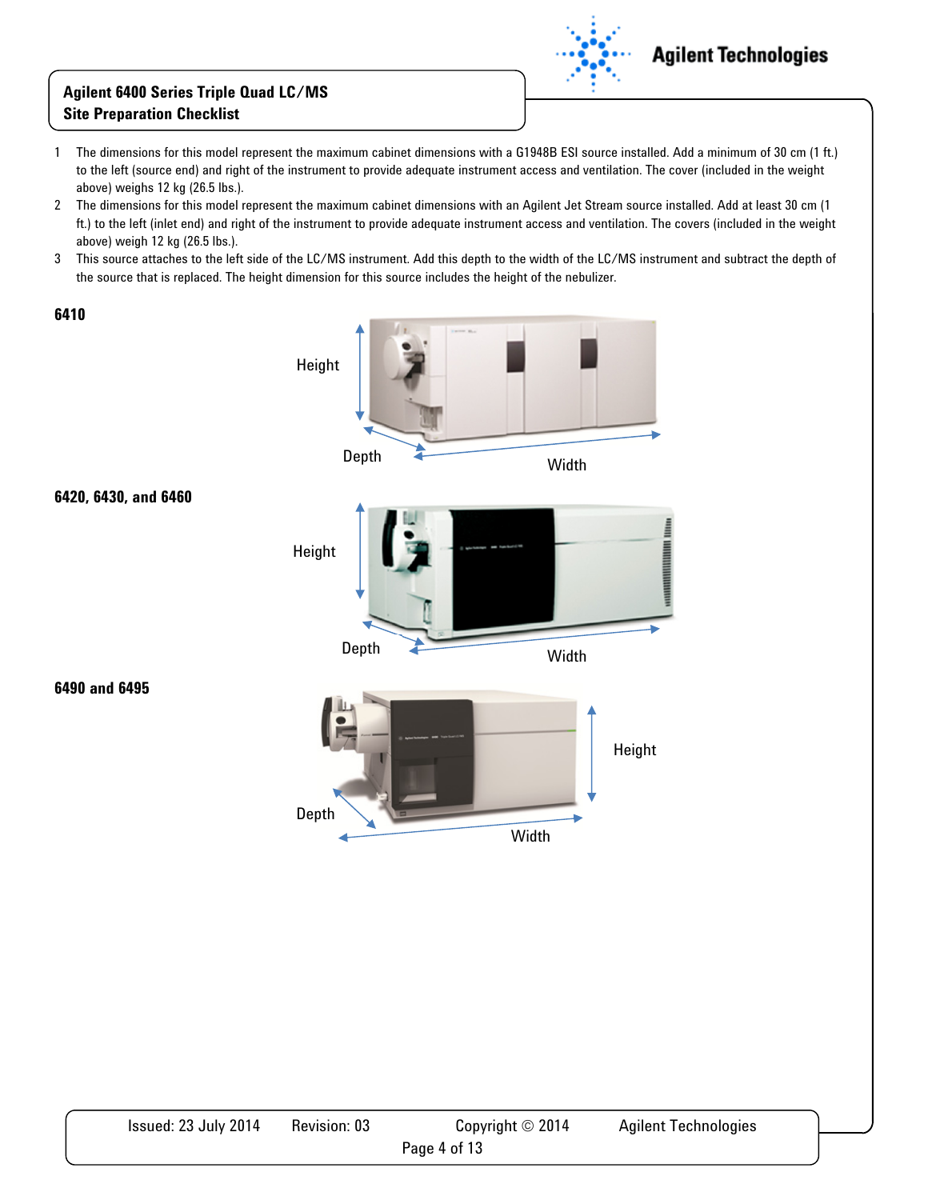1 The dimensions for this model represent the maximum cabinet dimensions with a G1948B ESI source installed. Add a minimum of 30 cm (1 ft.) to the left (source end) and right of the instrument to provide adequate instrument access and ventilation. The cover (included in the weight above) weighs 12 kg (26.5 lbs.).

2 The dimensions for this model represent the maximum cabinet dimensions with an Agilent Jet Stream source installed. Add at least 30 cm (1 ft.) to the left (inlet end) and right of the instrument to provide adequate instrument access and ventilation. The covers (included in the weight above) weigh 12 kg (26.5 lbs.).

3 This source attaches to the left side of the LC/MS instrument. Add this depth to the width of the LC/MS instrument and subtract the depth of the source that is replaced. The height dimension for this source includes the height of the nebulizer.

**6410**

Height

Depth

Width

**6420, 6430, and 6460**

Height

Depth

Width

**6490 and 6495**

Height

Depth

Width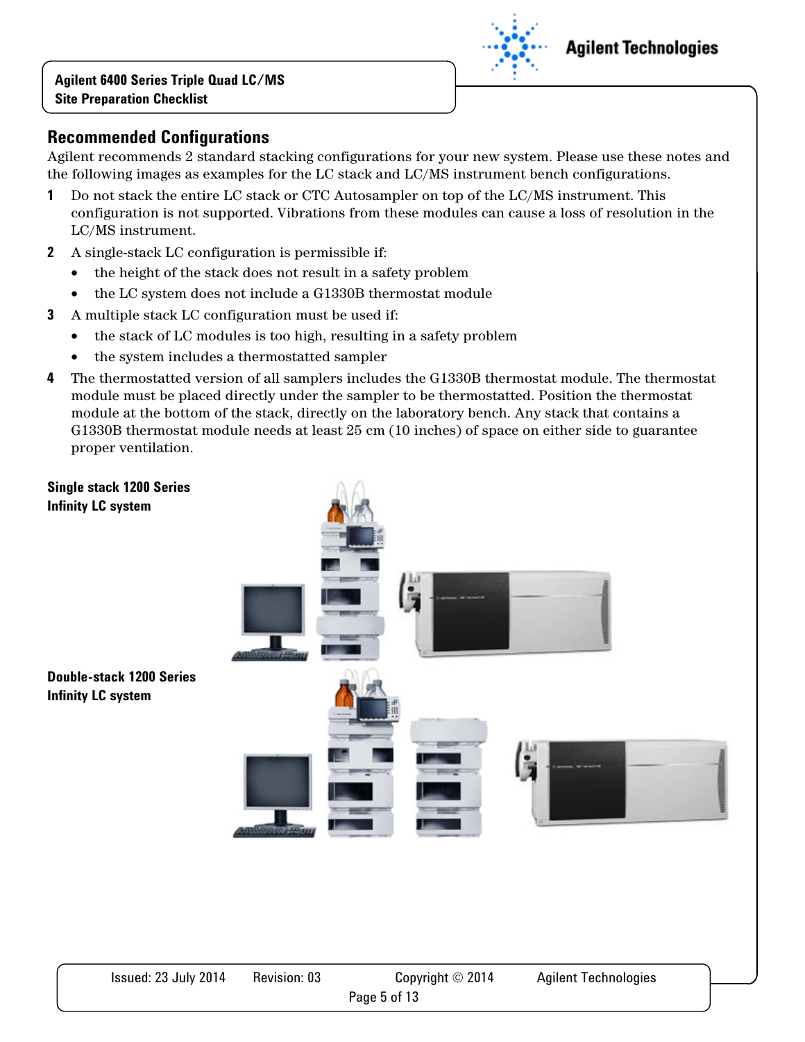## Recommended Configurations

Agilent recommends 2 standard stacking configurations for your new system. Please use these notes and the following images as examples for the LC stack and LC/MS instrument bench configurations.

1. Do not stack the entire LC stack or CTC Autosampler on top of the LC/MS instrument. This configuration is not supported. Vibrations from these modules can cause a loss of resolution in the LC/MS instrument.
2. A single-stack LC configuration is permissible if:
   - the height of the stack does not result in a safety problem
   - the LC system does not include a G1330B thermostat module
3. A multiple stack LC configuration must be used if:
   - the stack of LC modules is too high, resulting in a safety problem
   - the system includes a thermostatted sampler
4. The thermostatted version of all samplers includes the G1330B thermostat module. The thermostat module must be placed directly under the sampler to be thermostatted. Position the thermostat module at the bottom of the stack, directly on the laboratory bench. Any stack that contains a G1330B thermostat module needs at least 25 cm (10 inches) of space on either side to guarantee proper ventilation.

**Single stack 1200 Series Infinity LC system**

**Double-stack 1200 Series Infinity LC system**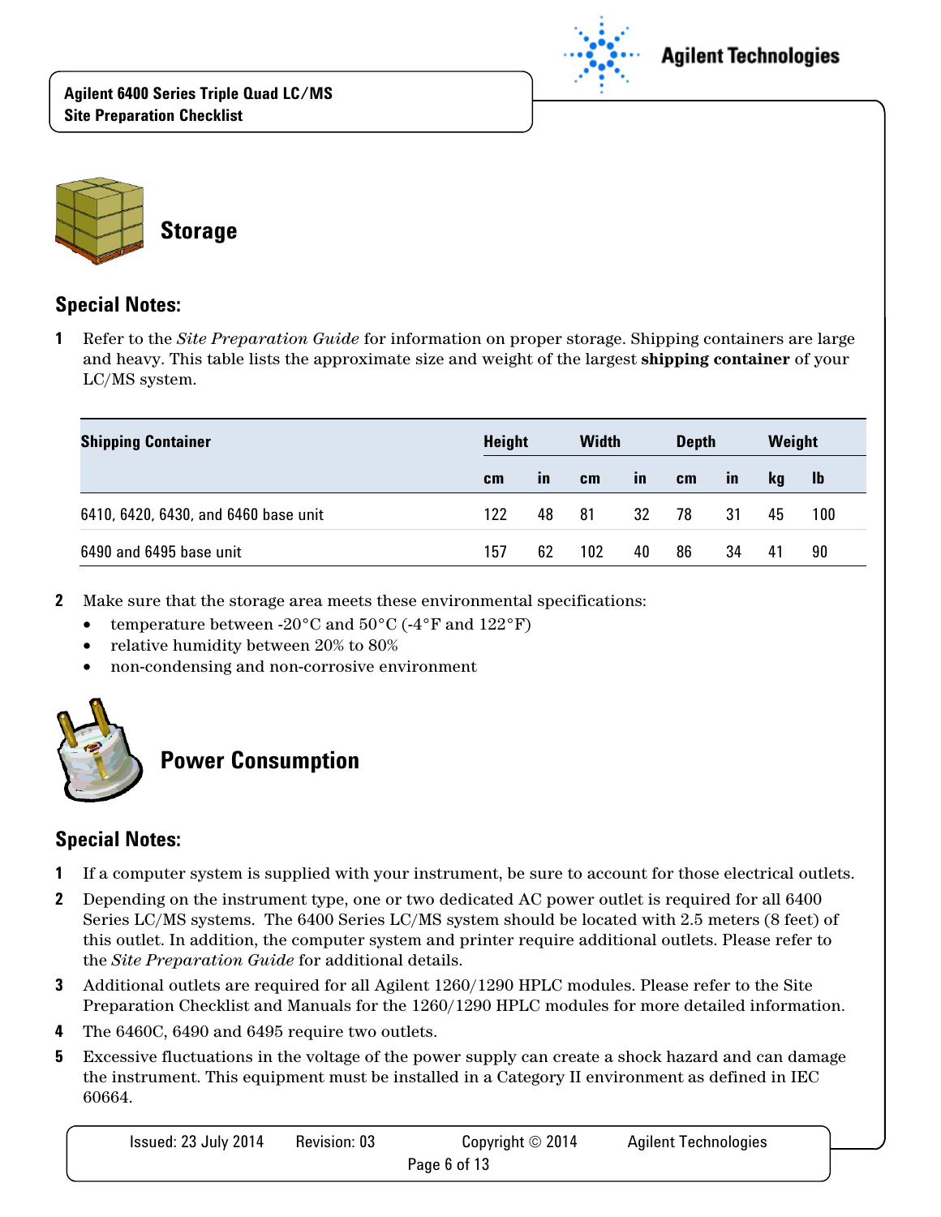## Storage

### Special Notes:

1. Refer to the *Site Preparation Guide* for information on proper storage. Shipping containers are large and heavy. This table lists the approximate size and weight of the largest **shipping container** of your LC/MS system.

| Shipping Container | Height | | Width | | Depth | | Weight | |
|---|---|---|---|---|---|---|---|---|
| | cm | in | cm | in | cm | in | kg | lb |
| 6410, 6420, 6430, and 6460 base unit | 122 | 48 | 81 | 32 | 78 | 31 | 45 | 100 |
| 6490 and 6495 base unit | 157 | 62 | 102 | 40 | 86 | 34 | 41 | 90 |

2. Make sure that the storage area meets these environmental specifications:
   - temperature between -20°C and 50°C (-4°F and 122°F)
   - relative humidity between 20% to 80%
   - non-condensing and non-corrosive environment

## Power Consumption

### Special Notes:

1. If a computer system is supplied with your instrument, be sure to account for those electrical outlets.
2. Depending on the instrument type, one or two dedicated AC power outlet is required for all 6400 Series LC/MS systems. The 6400 Series LC/MS system should be located with 2.5 meters (8 feet) of this outlet. In addition, the computer system and printer require additional outlets. Please refer to the *Site Preparation Guide* for additional details.
3. Additional outlets are required for all Agilent 1260/1290 HPLC modules. Please refer to the Site Preparation Checklist and Manuals for the 1260/1290 HPLC modules for more detailed information.
4. The 6460C, 6490 and 6495 require two outlets.
5. Excessive fluctuations in the voltage of the power supply can create a shock hazard and can damage the instrument. This equipment must be installed in a Category II environment as defined in IEC 60664.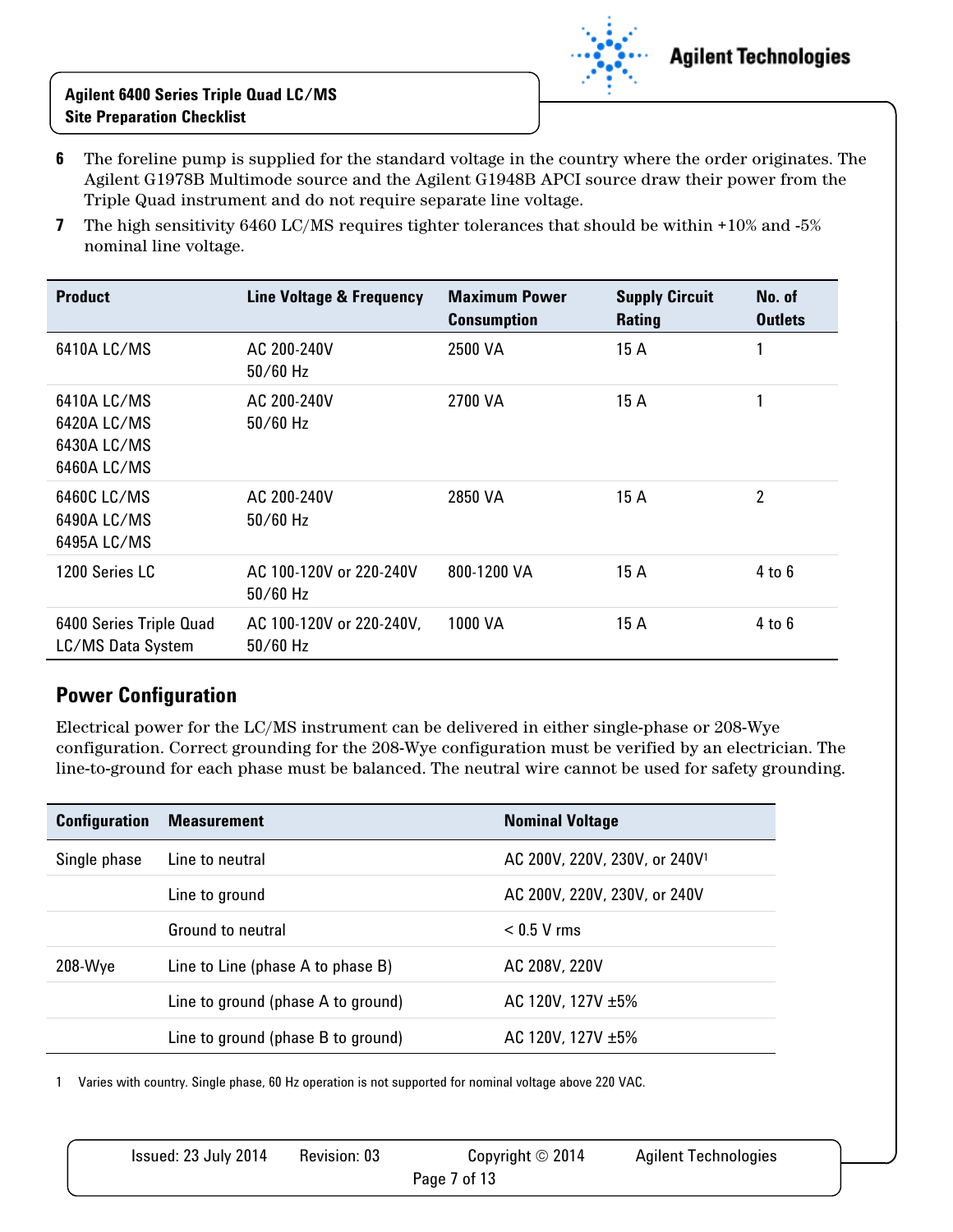6 The foreline pump is supplied for the standard voltage in the country where the order originates. The Agilent G1978B Multimode source and the Agilent G1948B APCI source draw their power from the Triple Quad instrument and do not require separate line voltage.

7 The high sensitivity 6460 LC/MS requires tighter tolerances that should be within +10% and -5% nominal line voltage.

| Product | Line Voltage & Frequency | Maximum Power Consumption | Supply Circuit Rating | No. of Outlets |
|---|---|---|---|---|
| 6410A LC/MS | AC 200-240V 50/60 Hz | 2500 VA | 15 A | 1 |
| 6410A LC/MS<br>6420A LC/MS<br>6430A LC/MS<br>6460A LC/MS | AC 200-240V 50/60 Hz | 2700 VA | 15 A | 1 |
| 6460C LC/MS<br>6490A LC/MS<br>6495A LC/MS | AC 200-240V 50/60 Hz | 2850 VA | 15 A | 2 |
| 1200 Series LC | AC 100-120V or 220-240V 50/60 Hz | 800-1200 VA | 15 A | 4 to 6 |
| 6400 Series Triple Quad LC/MS Data System | AC 100-120V or 220-240V, 50/60 Hz | 1000 VA | 15 A | 4 to 6 |

## Power Configuration

Electrical power for the LC/MS instrument can be delivered in either single-phase or 208-Wye configuration. Correct grounding for the 208-Wye configuration must be verified by an electrician. The line-to-ground for each phase must be balanced. The neutral wire cannot be used for safety grounding.

| Configuration | Measurement | Nominal Voltage |
|---|---|---|
| Single phase | Line to neutral | AC 200V, 220V, 230V, or 240V[1] |
| | Line to ground | AC 200V, 220V, 230V, or 240V |
| | Ground to neutral | < 0.5 V rms |
| 208-Wye | Line to Line (phase A to phase B) | AC 208V, 220V |
| | Line to ground (phase A to ground) | AC 120V, 127V ±5% |
| | Line to ground (phase B to ground) | AC 120V, 127V ±5% |

1 Varies with country. Single phase, 60 Hz operation is not supported for nominal voltage above 220 VAC.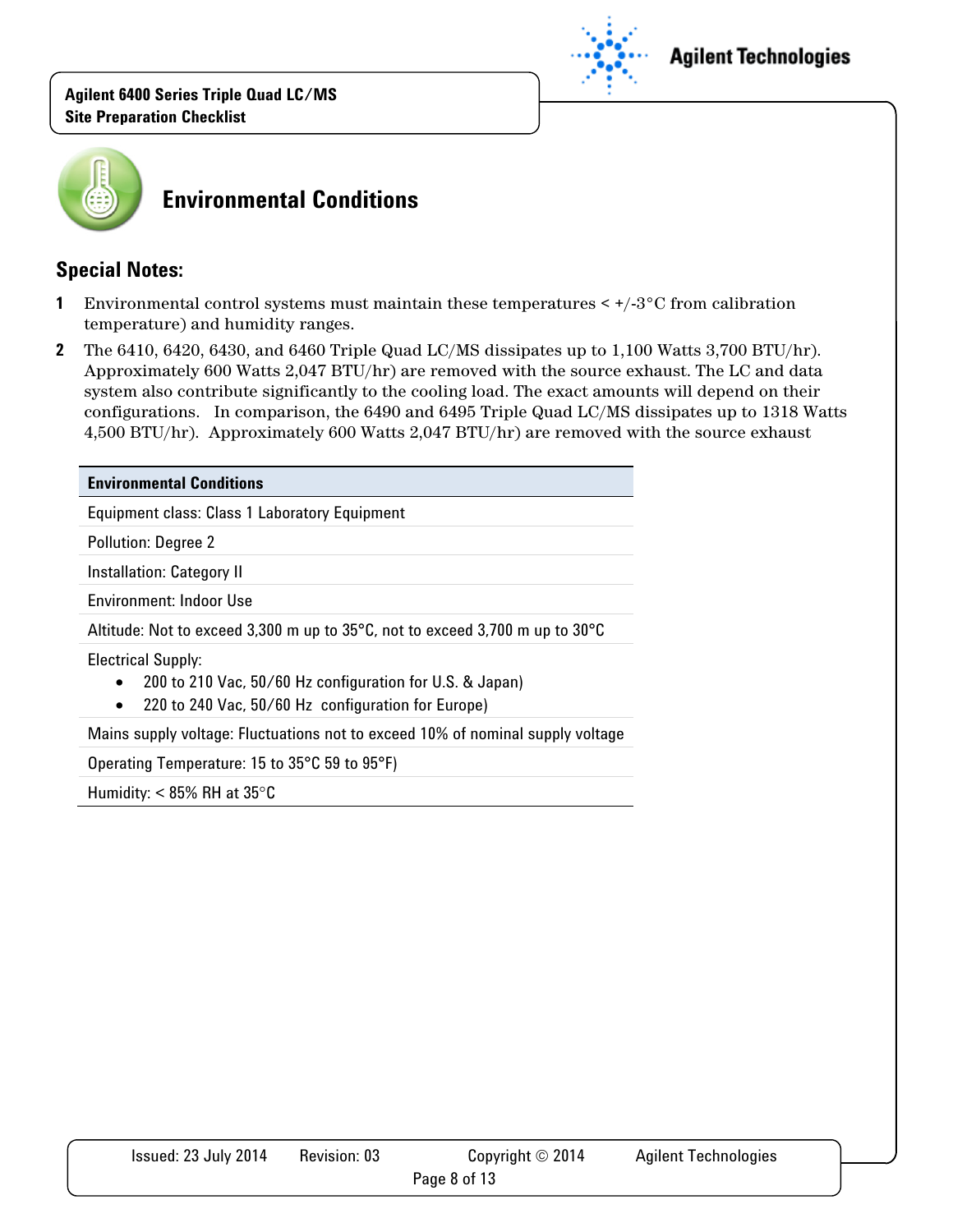## Environmental Conditions

### Special Notes:

1. Environmental control systems must maintain these temperatures < +/-3°C from calibration temperature) and humidity ranges.
2. The 6410, 6420, 6430, and 6460 Triple Quad LC/MS dissipates up to 1,100 Watts 3,700 BTU/hr). Approximately 600 Watts 2,047 BTU/hr) are removed with the source exhaust. The LC and data system also contribute significantly to the cooling load. The exact amounts will depend on their configurations. In comparison, the 6490 and 6495 Triple Quad LC/MS dissipates up to 1318 Watts 4,500 BTU/hr). Approximately 600 Watts 2,047 BTU/hr) are removed with the source exhaust

| Environmental Conditions |
|---|
| Equipment class: Class 1 Laboratory Equipment |
| Pollution: Degree 2 |
| Installation: Category II |
| Environment: Indoor Use |
| Altitude: Not to exceed 3,300 m up to 35°C, not to exceed 3,700 m up to 30°C |
| Electrical Supply:<br>• 200 to 210 Vac, 50/60 Hz configuration for U.S. & Japan)<br>• 220 to 240 Vac, 50/60 Hz configuration for Europe) |
| Mains supply voltage: Fluctuations not to exceed 10% of nominal supply voltage |
| Operating Temperature: 15 to 35°C 59 to 95°F) |
| Humidity: < 85% RH at 35°C |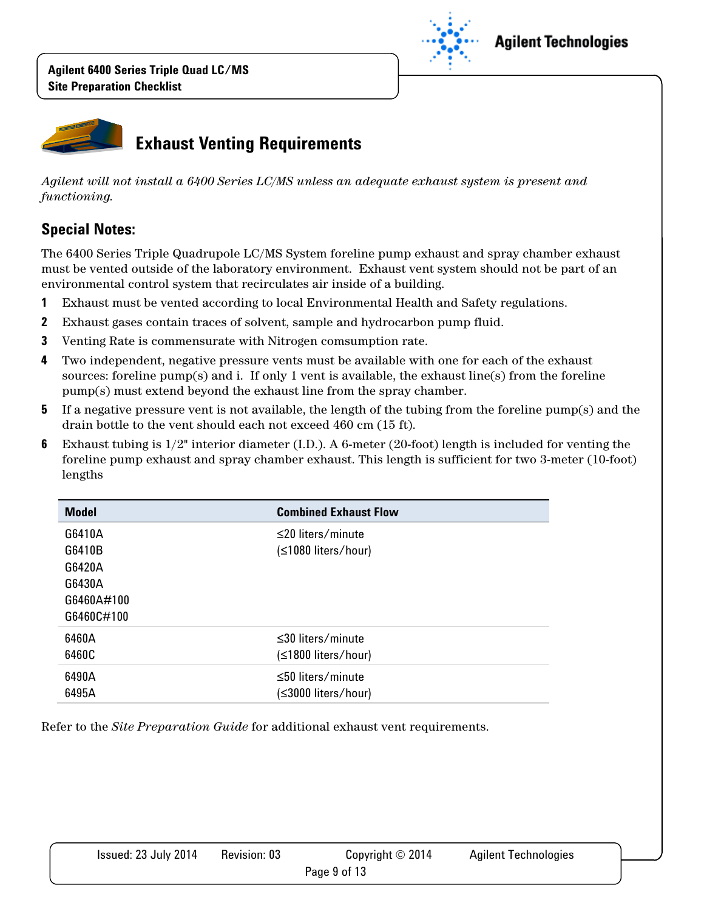# Exhaust Venting Requirements

*Agilent will not install a 6400 Series LC/MS unless an adequate exhaust system is present and functioning.*

## Special Notes:

The 6400 Series Triple Quadrupole LC/MS System foreline pump exhaust and spray chamber exhaust must be vented outside of the laboratory environment. Exhaust vent system should not be part of an environmental control system that recirculates air inside of a building.

1. Exhaust must be vented according to local Environmental Health and Safety regulations.
2. Exhaust gases contain traces of solvent, sample and hydrocarbon pump fluid.
3. Venting Rate is commensurate with Nitrogen comsumption rate.
4. Two independent, negative pressure vents must be available with one for each of the exhaust sources: foreline pump(s) and i. If only 1 vent is available, the exhaust line(s) from the foreline pump(s) must extend beyond the exhaust line from the spray chamber.
5. If a negative pressure vent is not available, the length of the tubing from the foreline pump(s) and the drain bottle to the vent should each not exceed 460 cm (15 ft).
6. Exhaust tubing is 1/2" interior diameter (I.D.). A 6-meter (20-foot) length is included for venting the foreline pump exhaust and spray chamber exhaust. This length is sufficient for two 3-meter (10-foot) lengths

| Model | Combined Exhaust Flow |
|---|---|
| G6410A<br>G6410B<br>G6420A<br>G6430A<br>G6460A#100<br>G6460C#100 | ≤20 liters/minute<br>(≤1080 liters/hour) |
| 6460A<br>6460C | ≤30 liters/minute<br>(≤1800 liters/hour) |
| 6490A<br>6495A | ≤50 liters/minute<br>(≤3000 liters/hour) |

Refer to the *Site Preparation Guide* for additional exhaust vent requirements.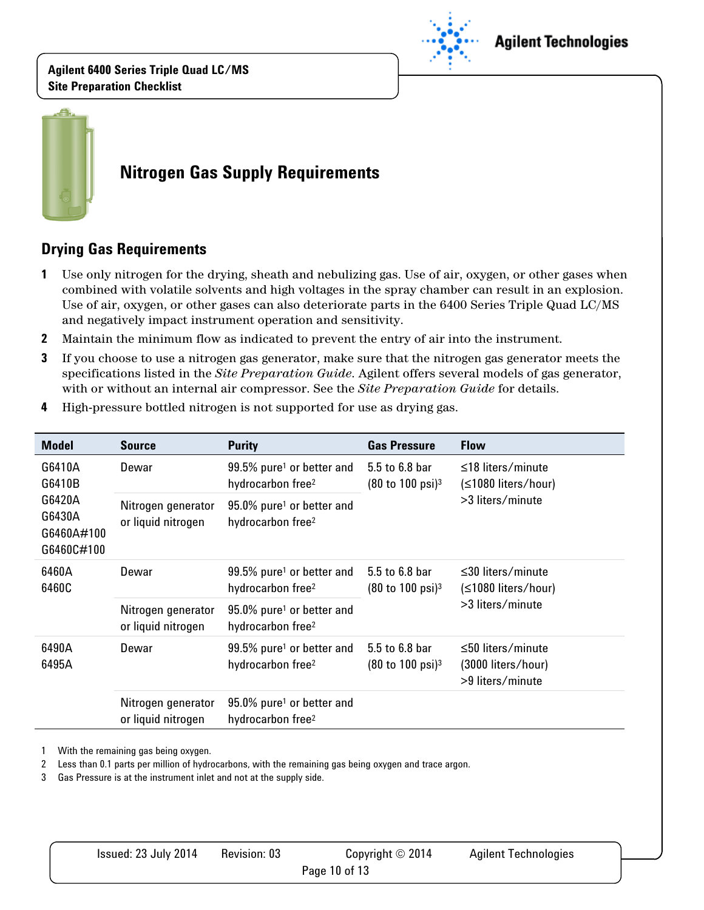# Nitrogen Gas Supply Requirements

## Drying Gas Requirements

1. Use only nitrogen for the drying, sheath and nebulizing gas. Use of air, oxygen, or other gases when combined with volatile solvents and high voltages in the spray chamber can result in an explosion. Use of air, oxygen, or other gases can also deteriorate parts in the 6400 Series Triple Quad LC/MS and negatively impact instrument operation and sensitivity.
2. Maintain the minimum flow as indicated to prevent the entry of air into the instrument.
3. If you choose to use a nitrogen gas generator, make sure that the nitrogen gas generator meets the specifications listed in the *Site Preparation Guide*. Agilent offers several models of gas generator, with or without an internal air compressor. See the *Site Preparation Guide* for details.
4. High-pressure bottled nitrogen is not supported for use as drying gas.

| Model | Source | Purity | Gas Pressure | Flow |
|---|---|---|---|---|
| G6410A<br>G6410B<br>G6420A<br>G6430A<br>G6460A#100<br>G6460C#100 | Dewar | 99.5% pure[1] or better and hydrocarbon free[2] | 5.5 to 6.8 bar (80 to 100 psi)[3] | ≤18 liters/minute (≤1080 liters/hour)<br>>3 liters/minute |
| | Nitrogen generator or liquid nitrogen | 95.0% pure[1] or better and hydrocarbon free[2] | | |
| 6460A<br>6460C | Dewar | 99.5% pure[1] or better and hydrocarbon free[2] | 5.5 to 6.8 bar (80 to 100 psi)[3] | ≤30 liters/minute (≤1080 liters/hour)<br>>3 liters/minute |
| | Nitrogen generator or liquid nitrogen | 95.0% pure[1] or better and hydrocarbon free[2] | | |
| 6490A<br>6495A | Dewar | 99.5% pure[1] or better and hydrocarbon free[2] | 5.5 to 6.8 bar (80 to 100 psi)[3] | ≤50 liters/minute (3000 liters/hour)<br>>9 liters/minute |
| | Nitrogen generator or liquid nitrogen | 95.0% pure[1] or better and hydrocarbon free[2] | | |

1 With the remaining gas being oxygen.

2 Less than 0.1 parts per million of hydrocarbons, with the remaining gas being oxygen and trace argon.

3 Gas Pressure is at the instrument inlet and not at the supply side.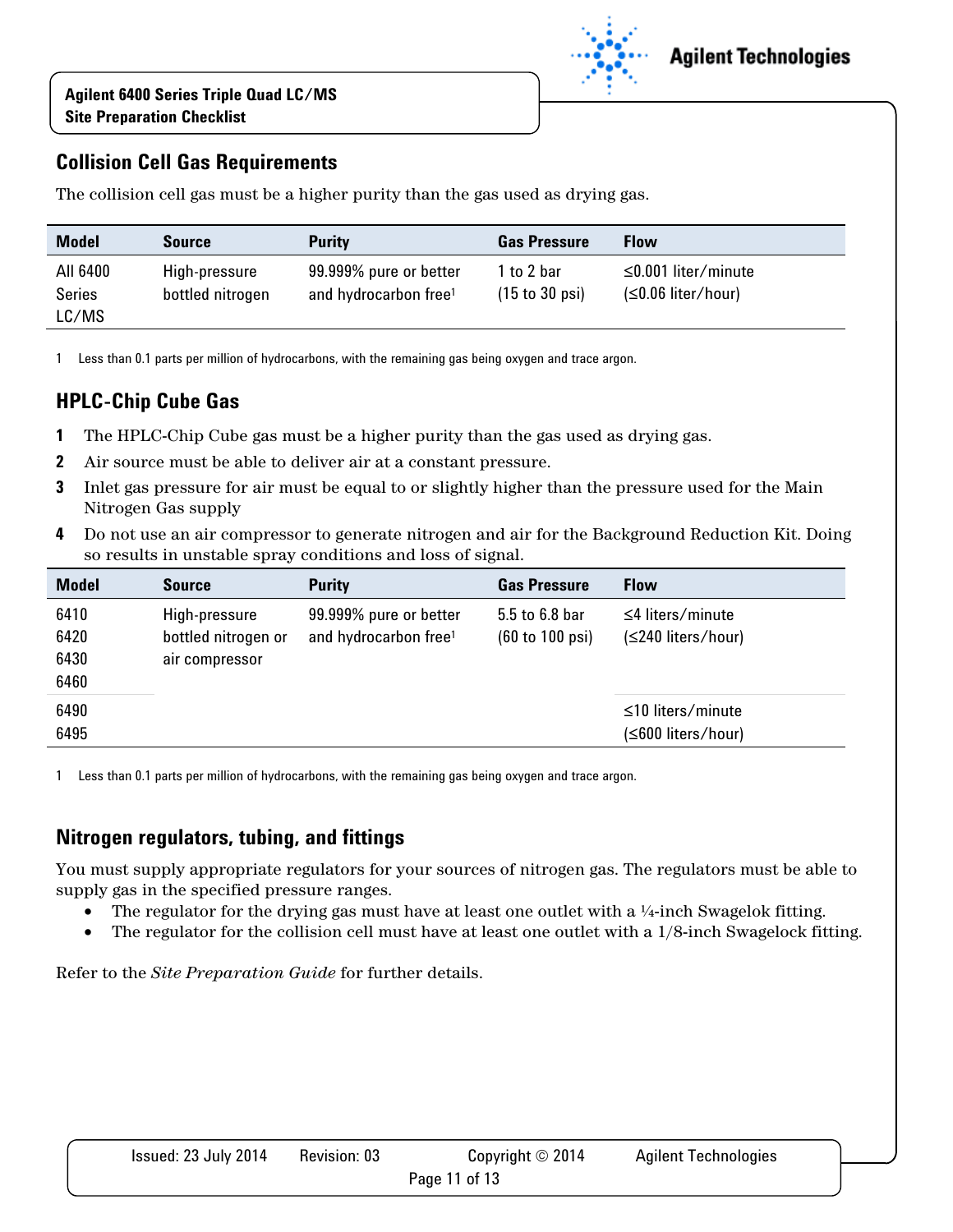## Collision Cell Gas Requirements

The collision cell gas must be a higher purity than the gas used as drying gas.

| Model | Source | Purity | Gas Pressure | Flow |
|---|---|---|---|---|
| All 6400 Series LC/MS | High-pressure bottled nitrogen | 99.999% pure or better and hydrocarbon free[1] | 1 to 2 bar (15 to 30 psi) | ≤0.001 liter/minute (≤0.06 liter/hour) |

1 Less than 0.1 parts per million of hydrocarbons, with the remaining gas being oxygen and trace argon.

## HPLC-Chip Cube Gas

1. The HPLC-Chip Cube gas must be a higher purity than the gas used as drying gas.
2. Air source must be able to deliver air at a constant pressure.
3. Inlet gas pressure for air must be equal to or slightly higher than the pressure used for the Main Nitrogen Gas supply
4. Do not use an air compressor to generate nitrogen and air for the Background Reduction Kit. Doing so results in unstable spray conditions and loss of signal.

| Model | Source | Purity | Gas Pressure | Flow |
|---|---|---|---|---|
| 6410<br>6420<br>6430<br>6460 | High-pressure bottled nitrogen or air compressor | 99.999% pure or better and hydrocarbon free[1] | 5.5 to 6.8 bar (60 to 100 psi) | ≤4 liters/minute (≤240 liters/hour) |
| 6490<br>6495 | | | | ≤10 liters/minute (≤600 liters/hour) |

1 Less than 0.1 parts per million of hydrocarbons, with the remaining gas being oxygen and trace argon.

## Nitrogen regulators, tubing, and fittings

You must supply appropriate regulators for your sources of nitrogen gas. The regulators must be able to supply gas in the specified pressure ranges.

- The regulator for the drying gas must have at least one outlet with a ¼-inch Swagelok fitting.
- The regulator for the collision cell must have at least one outlet with a 1/8-inch Swagelock fitting.

Refer to the *Site Preparation Guide* for further details.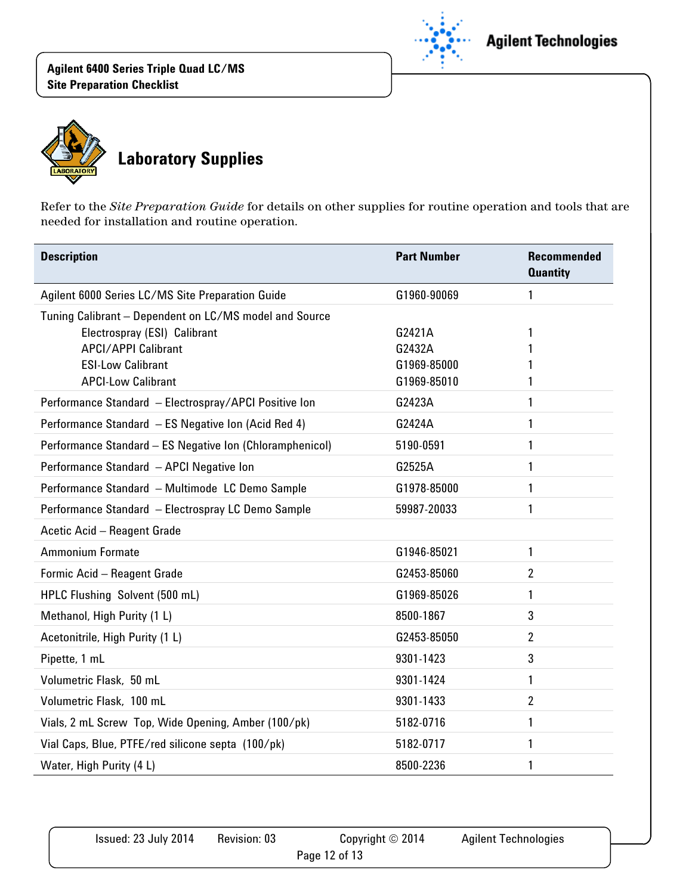# Laboratory Supplies

Refer to the *Site Preparation Guide* for details on other supplies for routine operation and tools that are needed for installation and routine operation.

| Description | Part Number | Recommended Quantity |
| --- | --- | --- |
| Agilent 6000 Series LC/MS Site Preparation Guide | G1960-90069 | 1 |
| Tuning Calibrant – Dependent on LC/MS model and Source | | |
| Electrospray (ESI) Calibrant | G2421A | 1 |
| APCI/APPI Calibrant | G2432A | 1 |
| ESI-Low Calibrant | G1969-85000 | 1 |
| APCI-Low Calibrant | G1969-85010 | 1 |
| Performance Standard – Electrospray/APCI Positive Ion | G2423A | 1 |
| Performance Standard – ES Negative Ion (Acid Red 4) | G2424A | 1 |
| Performance Standard – ES Negative Ion (Chloramphenicol) | 5190-0591 | 1 |
| Performance Standard – APCI Negative Ion | G2525A | 1 |
| Performance Standard – Multimode LC Demo Sample | G1978-85000 | 1 |
| Performance Standard – Electrospray LC Demo Sample | 59987-20033 | 1 |
| Acetic Acid – Reagent Grade | | |
| Ammonium Formate | G1946-85021 | 1 |
| Formic Acid – Reagent Grade | G2453-85060 | 2 |
| HPLC Flushing Solvent (500 mL) | G1969-85026 | 1 |
| Methanol, High Purity (1 L) | 8500-1867 | 3 |
| Acetonitrile, High Purity (1 L) | G2453-85050 | 2 |
| Pipette, 1 mL | 9301-1423 | 3 |
| Volumetric Flask, 50 mL | 9301-1424 | 1 |
| Volumetric Flask, 100 mL | 9301-1433 | 2 |
| Vials, 2 mL Screw Top, Wide Opening, Amber (100/pk) | 5182-0716 | 1 |
| Vial Caps, Blue, PTFE/red silicone septa (100/pk) | 5182-0717 | 1 |
| Water, High Purity (4 L) | 8500-2236 | 1 |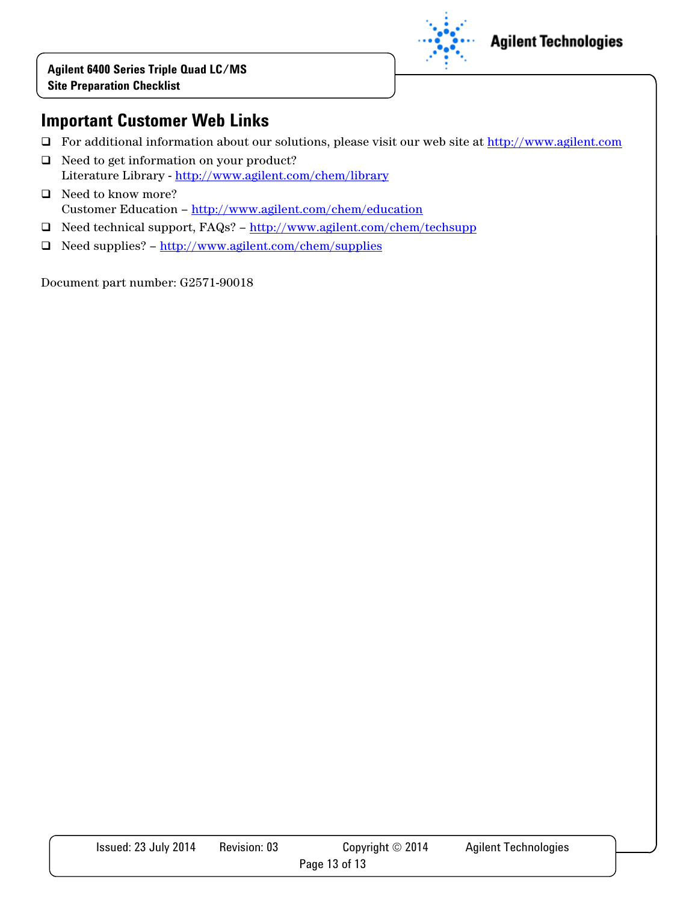## Important Customer Web Links

- ❑ For additional information about our solutions, please visit our web site at http://www.agilent.com
- ❑ Need to get information on your product?
  Literature Library - http://www.agilent.com/chem/library
- ❑ Need to know more?
  Customer Education – http://www.agilent.com/chem/education
- ❑ Need technical support, FAQs? – http://www.agilent.com/chem/techsupp
- ❑ Need supplies? – http://www.agilent.com/chem/supplies

Document part number: G2571-90018